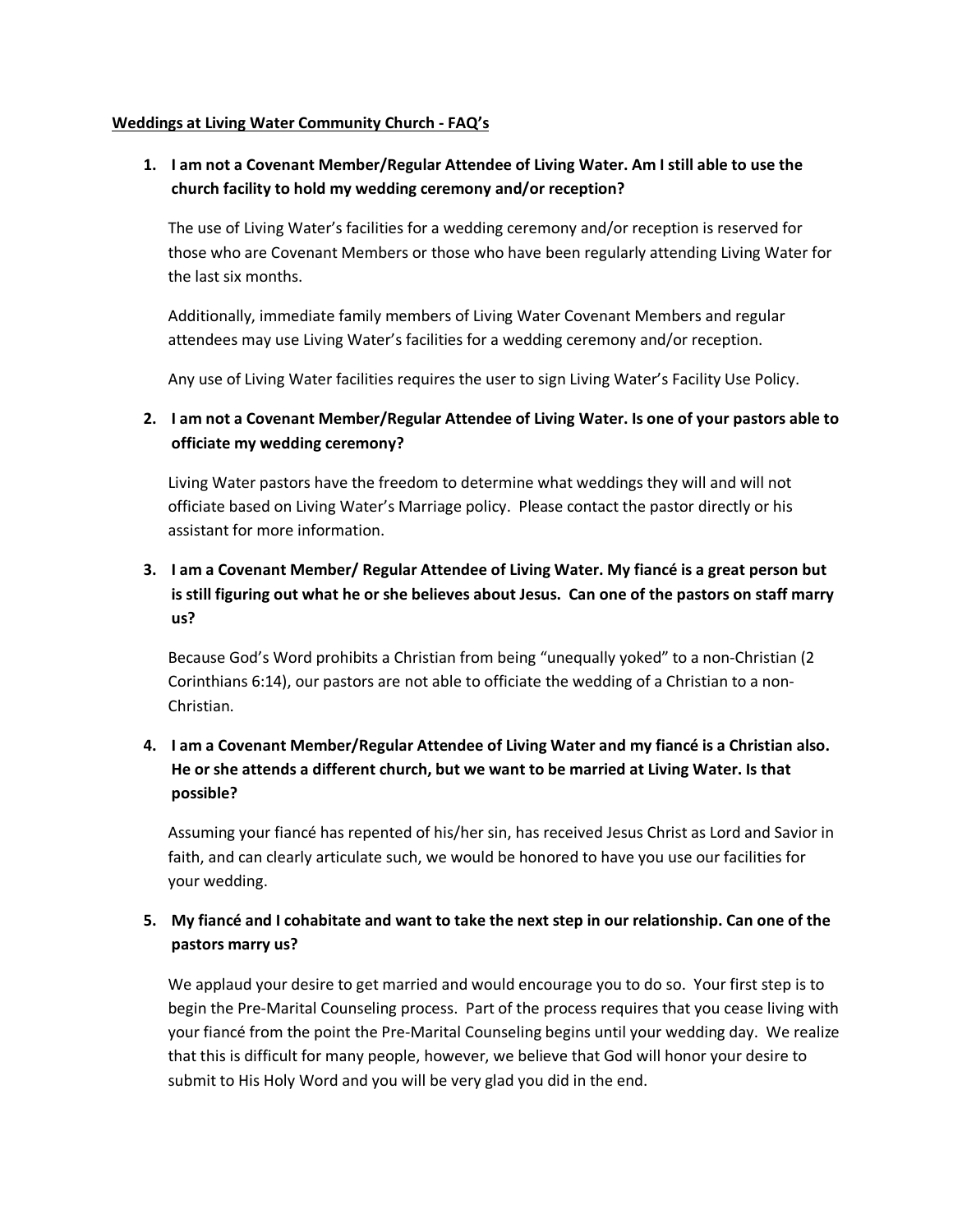**Weddings at Living Water Community Church - FAQ's**

1. **I am not a Covenant Member/Regular Attendee of Living Water. Am I still able to use the church facility to hold my wedding ceremony and/or reception?**

   The use of Living Water's facilities for a wedding ceremony and/or reception is reserved for those who are Covenant Members or those who have been regularly attending Living Water for the last six months.

   Additionally, immediate family members of Living Water Covenant Members and regular attendees may use Living Water's facilities for a wedding ceremony and/or reception.

   Any use of Living Water facilities requires the user to sign Living Water's Facility Use Policy.

2. **I am not a Covenant Member/Regular Attendee of Living Water. Is one of your pastors able to officiate my wedding ceremony?**

   Living Water pastors have the freedom to determine what weddings they will and will not officiate based on Living Water's Marriage policy. Please contact the pastor directly or his assistant for more information.

3. **I am a Covenant Member/ Regular Attendee of Living Water. My fiancé is a great person but is still figuring out what he or she believes about Jesus. Can one of the pastors on staff marry us?**

   Because God's Word prohibits a Christian from being "unequally yoked" to a non-Christian (2 Corinthians 6:14), our pastors are not able to officiate the wedding of a Christian to a non-Christian.

4. **I am a Covenant Member/Regular Attendee of Living Water and my fiancé is a Christian also. He or she attends a different church, but we want to be married at Living Water. Is that possible?**

   Assuming your fiancé has repented of his/her sin, has received Jesus Christ as Lord and Savior in faith, and can clearly articulate such, we would be honored to have you use our facilities for your wedding.

5. **My fiancé and I cohabitate and want to take the next step in our relationship. Can one of the pastors marry us?**

   We applaud your desire to get married and would encourage you to do so. Your first step is to begin the Pre-Marital Counseling process. Part of the process requires that you cease living with your fiancé from the point the Pre-Marital Counseling begins until your wedding day. We realize that this is difficult for many people, however, we believe that God will honor your desire to submit to His Holy Word and you will be very glad you did in the end.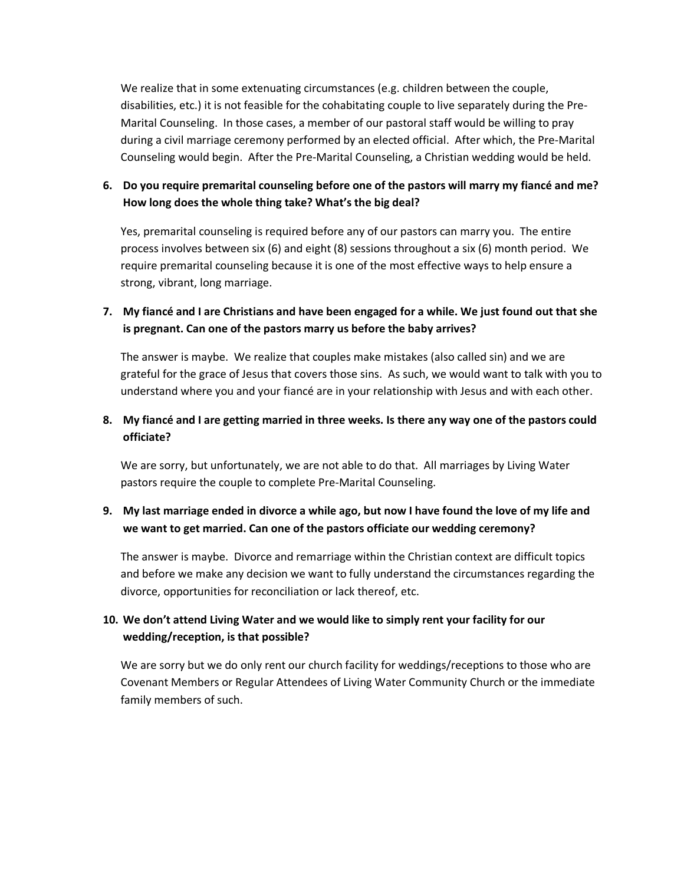We realize that in some extenuating circumstances (e.g. children between the couple, disabilities, etc.) it is not feasible for the cohabitating couple to live separately during the Pre-Marital Counseling. In those cases, a member of our pastoral staff would be willing to pray during a civil marriage ceremony performed by an elected official. After which, the Pre-Marital Counseling would begin. After the Pre-Marital Counseling, a Christian wedding would be held.

6. **Do you require premarital counseling before one of the pastors will marry my fiancé and me? How long does the whole thing take? What's the big deal?**

   Yes, premarital counseling is required before any of our pastors can marry you. The entire process involves between six (6) and eight (8) sessions throughout a six (6) month period. We require premarital counseling because it is one of the most effective ways to help ensure a strong, vibrant, long marriage.

7. **My fiancé and I are Christians and have been engaged for a while. We just found out that she is pregnant. Can one of the pastors marry us before the baby arrives?**

   The answer is maybe. We realize that couples make mistakes (also called sin) and we are grateful for the grace of Jesus that covers those sins. As such, we would want to talk with you to understand where you and your fiancé are in your relationship with Jesus and with each other.

8. **My fiancé and I are getting married in three weeks. Is there any way one of the pastors could officiate?**

   We are sorry, but unfortunately, we are not able to do that. All marriages by Living Water pastors require the couple to complete Pre-Marital Counseling.

9. **My last marriage ended in divorce a while ago, but now I have found the love of my life and we want to get married. Can one of the pastors officiate our wedding ceremony?**

   The answer is maybe. Divorce and remarriage within the Christian context are difficult topics and before we make any decision we want to fully understand the circumstances regarding the divorce, opportunities for reconciliation or lack thereof, etc.

10. **We don't attend Living Water and we would like to simply rent your facility for our wedding/reception, is that possible?**

    We are sorry but we do only rent our church facility for weddings/receptions to those who are Covenant Members or Regular Attendees of Living Water Community Church or the immediate family members of such.